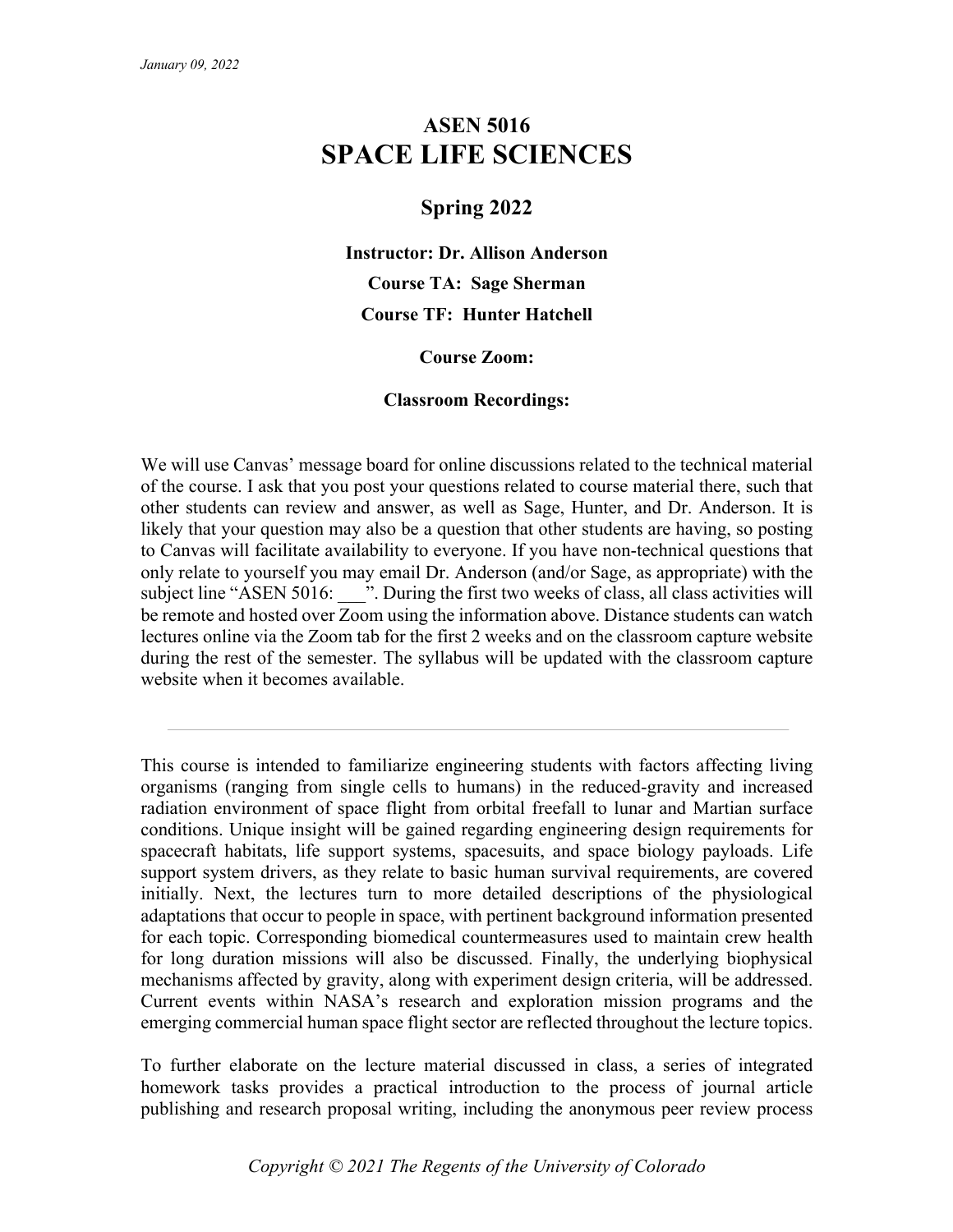*January 09, 2022*

# ASEN 5016
# SPACE LIFE SCIENCES

## Spring 2022

**Instructor: Dr. Allison Anderson**

**Course TA: Sage Sherman**

**Course TF: Hunter Hatchell**

**Course Zoom:**

**Classroom Recordings:**

We will use Canvas' message board for online discussions related to the technical material of the course. I ask that you post your questions related to course material there, such that other students can review and answer, as well as Sage, Hunter, and Dr. Anderson. It is likely that your question may also be a question that other students are having, so posting to Canvas will facilitate availability to everyone. If you have non-technical questions that only relate to yourself you may email Dr. Anderson (and/or Sage, as appropriate) with the subject line "ASEN 5016: ___". During the first two weeks of class, all class activities will be remote and hosted over Zoom using the information above. Distance students can watch lectures online via the Zoom tab for the first 2 weeks and on the classroom capture website during the rest of the semester. The syllabus will be updated with the classroom capture website when it becomes available.

---

This course is intended to familiarize engineering students with factors affecting living organisms (ranging from single cells to humans) in the reduced-gravity and increased radiation environment of space flight from orbital freefall to lunar and Martian surface conditions. Unique insight will be gained regarding engineering design requirements for spacecraft habitats, life support systems, spacesuits, and space biology payloads. Life support system drivers, as they relate to basic human survival requirements, are covered initially. Next, the lectures turn to more detailed descriptions of the physiological adaptations that occur to people in space, with pertinent background information presented for each topic. Corresponding biomedical countermeasures used to maintain crew health for long duration missions will also be discussed. Finally, the underlying biophysical mechanisms affected by gravity, along with experiment design criteria, will be addressed. Current events within NASA's research and exploration mission programs and the emerging commercial human space flight sector are reflected throughout the lecture topics.

To further elaborate on the lecture material discussed in class, a series of integrated homework tasks provides a practical introduction to the process of journal article publishing and research proposal writing, including the anonymous peer review process

*Copyright © 2021 The Regents of the University of Colorado*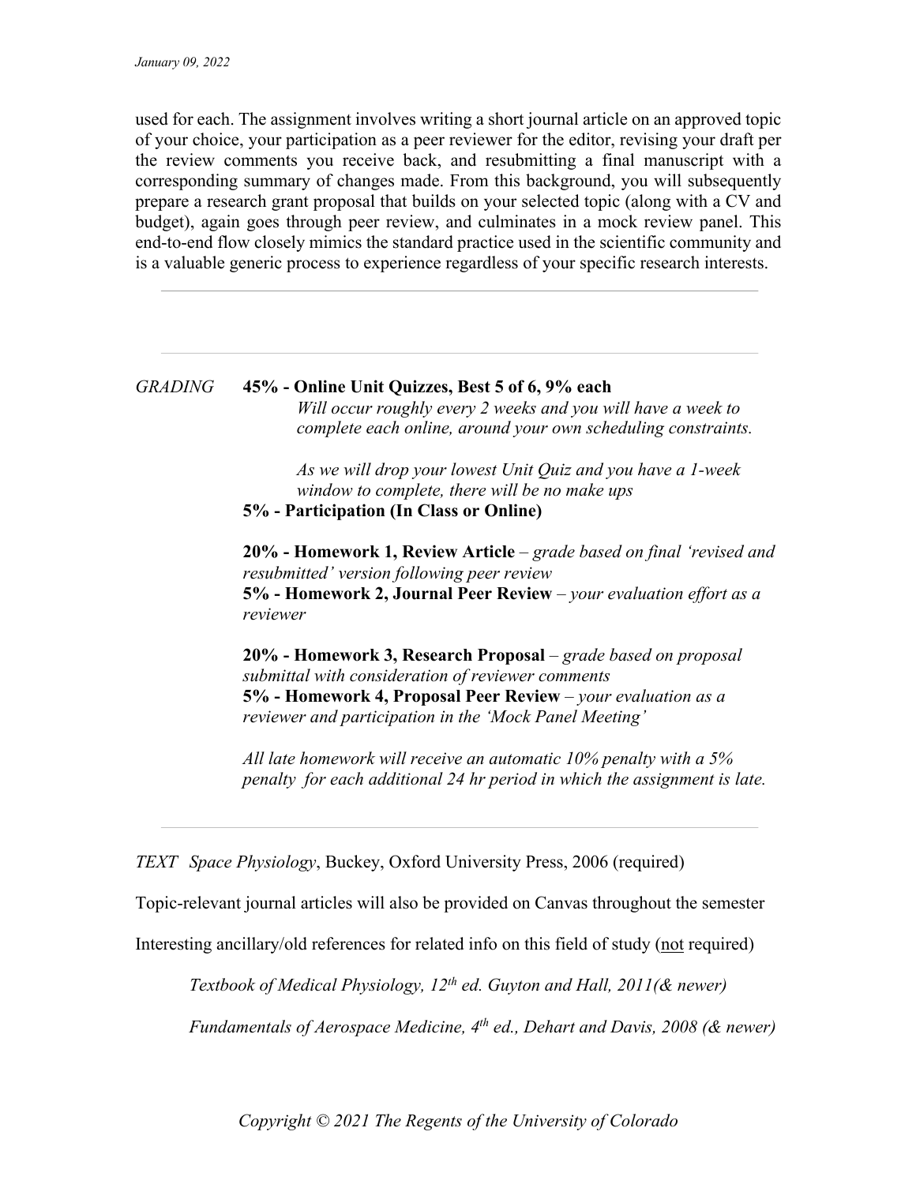used for each. The assignment involves writing a short journal article on an approved topic of your choice, your participation as a peer reviewer for the editor, revising your draft per the review comments you receive back, and resubmitting a final manuscript with a corresponding summary of changes made. From this background, you will subsequently prepare a research grant proposal that builds on your selected topic (along with a CV and budget), again goes through peer review, and culminates in a mock review panel. This end-to-end flow closely mimics the standard practice used in the scientific community and is a valuable generic process to experience regardless of your specific research interests.

---

---

*GRADING* **45% - Online Unit Quizzes, Best 5 of 6, 9% each**

*Will occur roughly every 2 weeks and you will have a week to complete each online, around your own scheduling constraints.*

*As we will drop your lowest Unit Quiz and you have a 1-week window to complete, there will be no make ups*

**5% - Participation (In Class or Online)**

**20% - Homework 1, Review Article** – *grade based on final 'revised and resubmitted' version following peer review*

**5% - Homework 2, Journal Peer Review** – *your evaluation effort as a reviewer*

**20% - Homework 3, Research Proposal** – *grade based on proposal submittal with consideration of reviewer comments*

**5% - Homework 4, Proposal Peer Review** – *your evaluation as a reviewer and participation in the 'Mock Panel Meeting'*

*All late homework will receive an automatic 10% penalty with a 5% penalty for each additional 24 hr period in which the assignment is late.*

---

*TEXT* *Space Physiology*, Buckey, Oxford University Press, 2006 (required)

Topic-relevant journal articles will also be provided on Canvas throughout the semester

Interesting ancillary/old references for related info on this field of study (not required)

*Textbook of Medical Physiology, 12th ed. Guyton and Hall, 2011(& newer)*

*Fundamentals of Aerospace Medicine, 4th ed., Dehart and Davis, 2008 (& newer)*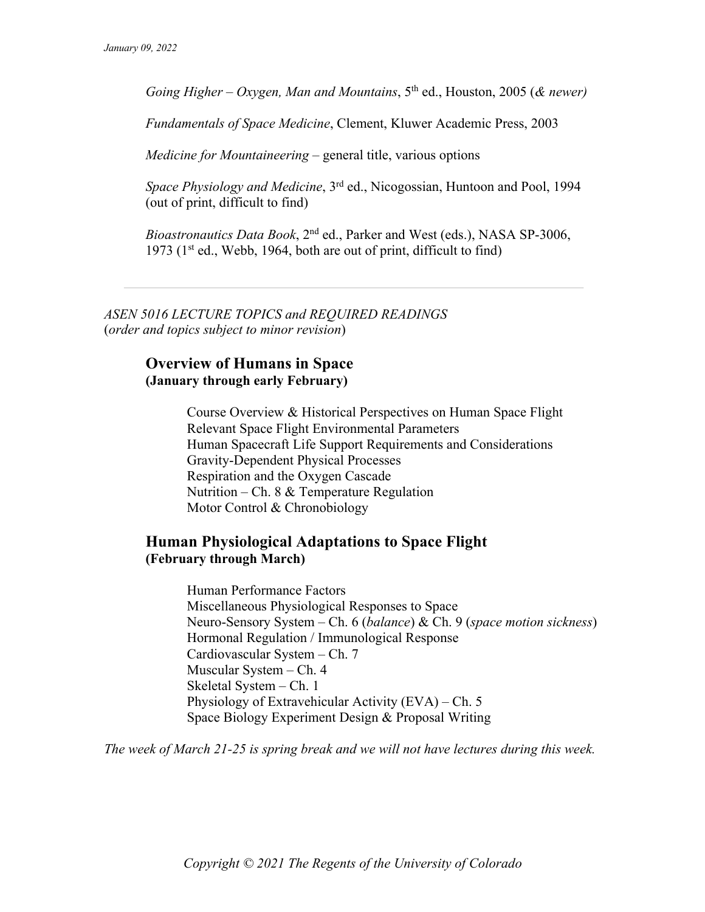*Going Higher – Oxygen, Man and Mountains*, 5th ed., Houston, 2005 (*& newer)*

*Fundamentals of Space Medicine*, Clement, Kluwer Academic Press, 2003

*Medicine for Mountaineering* – general title, various options

*Space Physiology and Medicine*, 3rd ed., Nicogossian, Huntoon and Pool, 1994 (out of print, difficult to find)

*Bioastronautics Data Book*, 2nd ed., Parker and West (eds.), NASA SP-3006, 1973 (1st ed., Webb, 1964, both are out of print, difficult to find)

---

*ASEN 5016 LECTURE TOPICS and REQUIRED READINGS*
(*order and topics subject to minor revision*)

## Overview of Humans in Space
**(January through early February)**

Course Overview & Historical Perspectives on Human Space Flight
Relevant Space Flight Environmental Parameters
Human Spacecraft Life Support Requirements and Considerations
Gravity-Dependent Physical Processes
Respiration and the Oxygen Cascade
Nutrition – Ch. 8 & Temperature Regulation
Motor Control & Chronobiology

## Human Physiological Adaptations to Space Flight
**(February through March)**

Human Performance Factors
Miscellaneous Physiological Responses to Space
Neuro-Sensory System – Ch. 6 (*balance*) & Ch. 9 (*space motion sickness*)
Hormonal Regulation / Immunological Response
Cardiovascular System – Ch. 7
Muscular System – Ch. 4
Skeletal System – Ch. 1
Physiology of Extravehicular Activity (EVA) – Ch. 5
Space Biology Experiment Design & Proposal Writing

*The week of March 21-25 is spring break and we will not have lectures during this week.*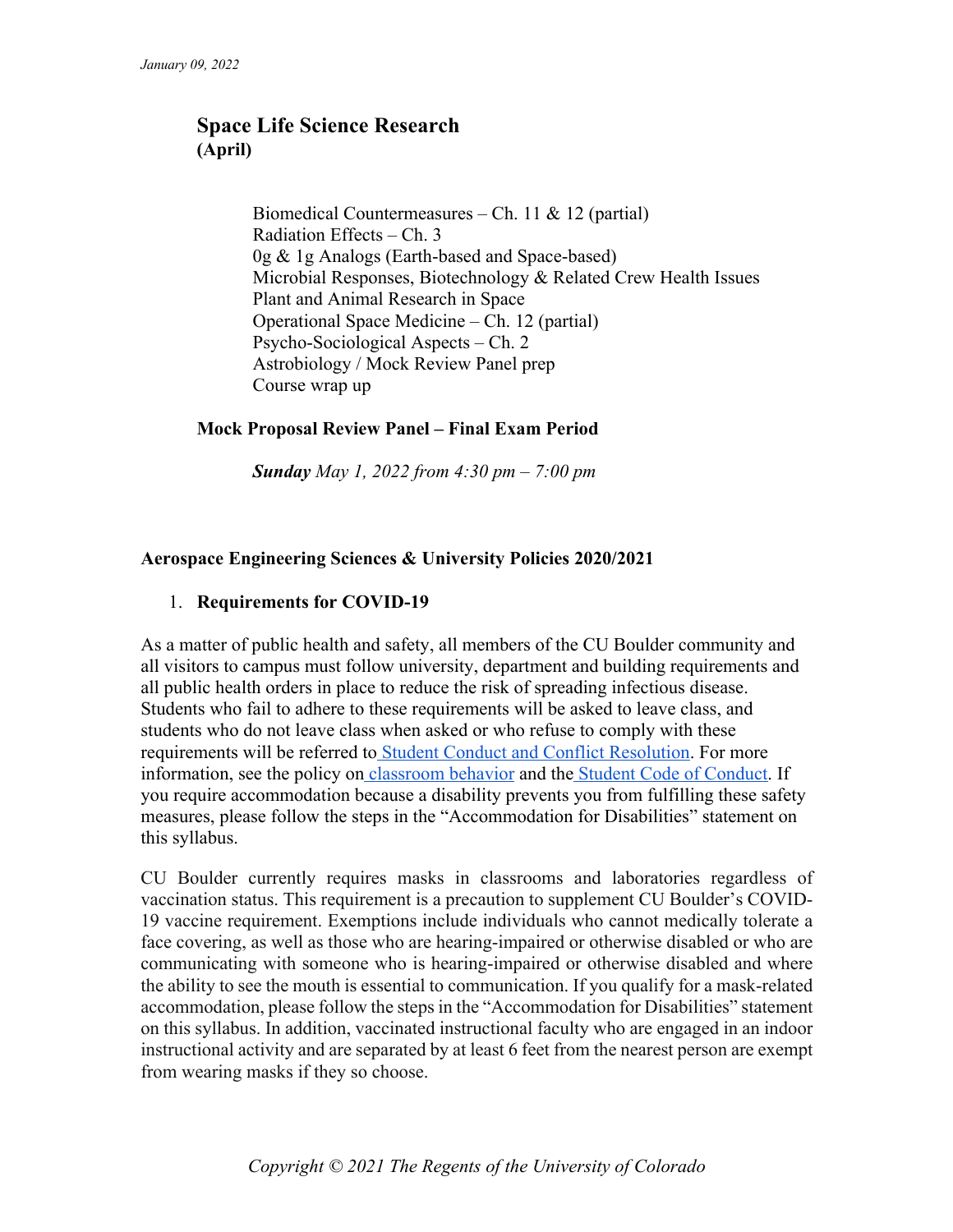## Space Life Science Research
**(April)**

Biomedical Countermeasures – Ch. 11 & 12 (partial)
Radiation Effects – Ch. 3
0g & 1g Analogs (Earth-based and Space-based)
Microbial Responses, Biotechnology & Related Crew Health Issues
Plant and Animal Research in Space
Operational Space Medicine – Ch. 12 (partial)
Psycho-Sociological Aspects – Ch. 2
Astrobiology / Mock Review Panel prep
Course wrap up

**Mock Proposal Review Panel – Final Exam Period**

***Sunday** May 1, 2022 from 4:30 pm – 7:00 pm*

## Aerospace Engineering Sciences & University Policies 2020/2021

### 1. Requirements for COVID-19

As a matter of public health and safety, all members of the CU Boulder community and all visitors to campus must follow university, department and building requirements and all public health orders in place to reduce the risk of spreading infectious disease. Students who fail to adhere to these requirements will be asked to leave class, and students who do not leave class when asked or who refuse to comply with these requirements will be referred to Student Conduct and Conflict Resolution. For more information, see the policy on classroom behavior and the Student Code of Conduct. If you require accommodation because a disability prevents you from fulfilling these safety measures, please follow the steps in the "Accommodation for Disabilities" statement on this syllabus.

CU Boulder currently requires masks in classrooms and laboratories regardless of vaccination status. This requirement is a precaution to supplement CU Boulder's COVID-19 vaccine requirement. Exemptions include individuals who cannot medically tolerate a face covering, as well as those who are hearing-impaired or otherwise disabled or who are communicating with someone who is hearing-impaired or otherwise disabled and where the ability to see the mouth is essential to communication. If you qualify for a mask-related accommodation, please follow the steps in the "Accommodation for Disabilities" statement on this syllabus. In addition, vaccinated instructional faculty who are engaged in an indoor instructional activity and are separated by at least 6 feet from the nearest person are exempt from wearing masks if they so choose.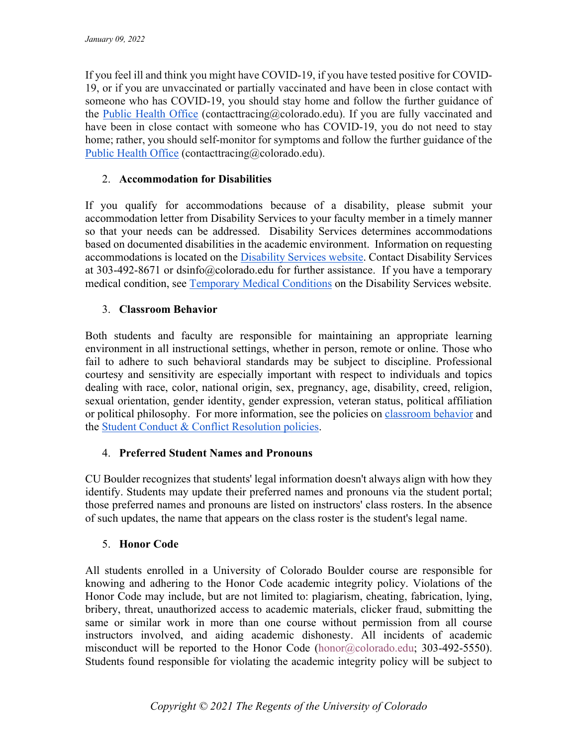If you feel ill and think you might have COVID-19, if you have tested positive for COVID-19, or if you are unvaccinated or partially vaccinated and have been in close contact with someone who has COVID-19, you should stay home and follow the further guidance of the [Public Health Office](contacttracing@colorado.edu) (contacttracing@colorado.edu). If you are fully vaccinated and have been in close contact with someone who has COVID-19, you do not need to stay home; rather, you should self-monitor for symptoms and follow the further guidance of the Public Health Office (contacttracing@colorado.edu).

2. **Accommodation for Disabilities**

If you qualify for accommodations because of a disability, please submit your accommodation letter from Disability Services to your faculty member in a timely manner so that your needs can be addressed. Disability Services determines accommodations based on documented disabilities in the academic environment. Information on requesting accommodations is located on the Disability Services website. Contact Disability Services at 303-492-8671 or dsinfo@colorado.edu for further assistance. If you have a temporary medical condition, see Temporary Medical Conditions on the Disability Services website.

3. **Classroom Behavior**

Both students and faculty are responsible for maintaining an appropriate learning environment in all instructional settings, whether in person, remote or online. Those who fail to adhere to such behavioral standards may be subject to discipline. Professional courtesy and sensitivity are especially important with respect to individuals and topics dealing with race, color, national origin, sex, pregnancy, age, disability, creed, religion, sexual orientation, gender identity, gender expression, veteran status, political affiliation or political philosophy. For more information, see the policies on classroom behavior and the Student Conduct & Conflict Resolution policies.

4. **Preferred Student Names and Pronouns**

CU Boulder recognizes that students' legal information doesn't always align with how they identify. Students may update their preferred names and pronouns via the student portal; those preferred names and pronouns are listed on instructors' class rosters. In the absence of such updates, the name that appears on the class roster is the student's legal name.

5. **Honor Code**

All students enrolled in a University of Colorado Boulder course are responsible for knowing and adhering to the Honor Code academic integrity policy. Violations of the Honor Code may include, but are not limited to: plagiarism, cheating, fabrication, lying, bribery, threat, unauthorized access to academic materials, clicker fraud, submitting the same or similar work in more than one course without permission from all course instructors involved, and aiding academic dishonesty. All incidents of academic misconduct will be reported to the Honor Code (honor@colorado.edu; 303-492-5550). Students found responsible for violating the academic integrity policy will be subject to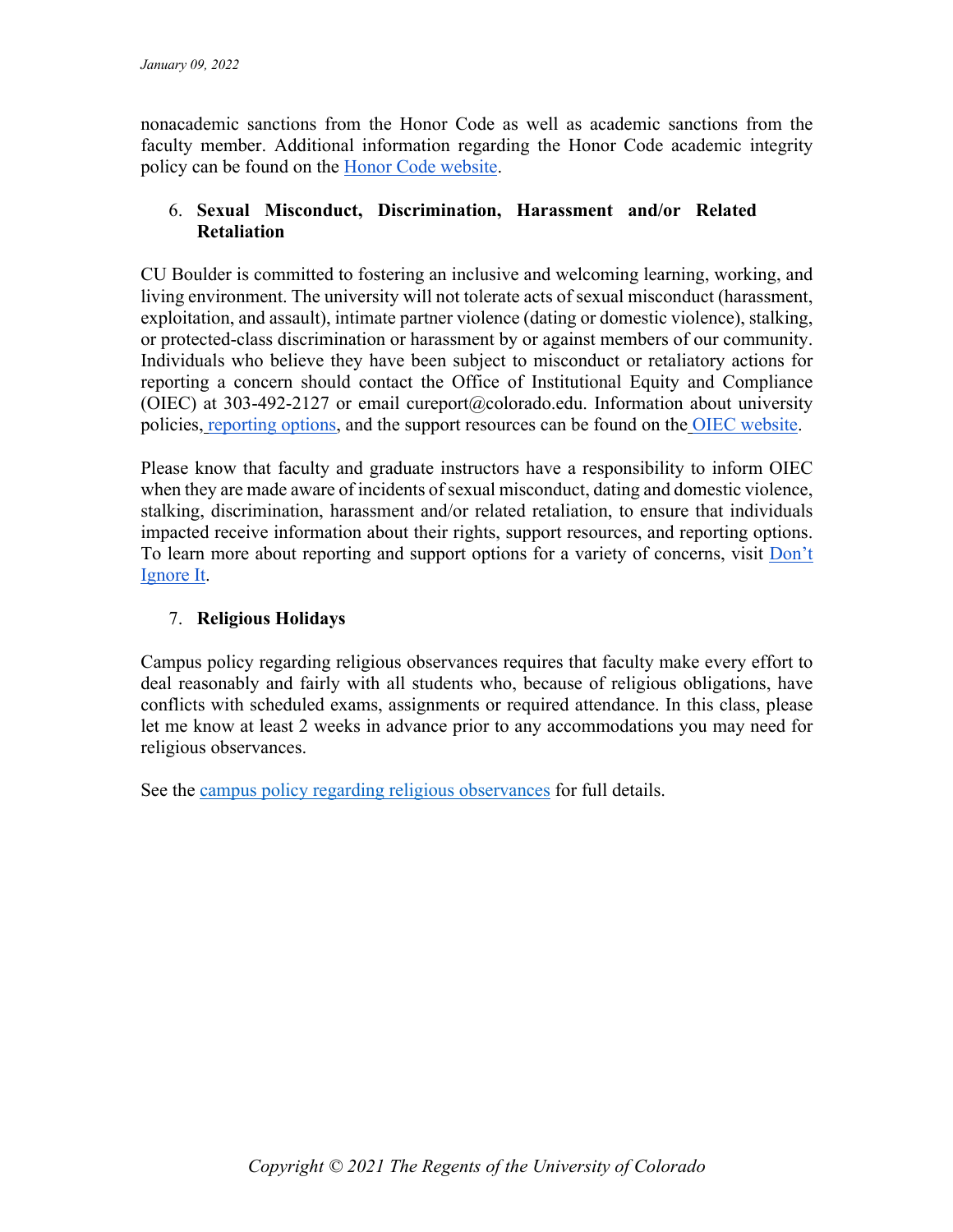nonacademic sanctions from the Honor Code as well as academic sanctions from the faculty member. Additional information regarding the Honor Code academic integrity policy can be found on the [Honor Code website](#).

6. **Sexual Misconduct, Discrimination, Harassment and/or Related Retaliation**

CU Boulder is committed to fostering an inclusive and welcoming learning, working, and living environment. The university will not tolerate acts of sexual misconduct (harassment, exploitation, and assault), intimate partner violence (dating or domestic violence), stalking, or protected-class discrimination or harassment by or against members of our community. Individuals who believe they have been subject to misconduct or retaliatory actions for reporting a concern should contact the Office of Institutional Equity and Compliance (OIEC) at 303-492-2127 or email cureport@colorado.edu. Information about university policies, [reporting options](#), and the support resources can be found on the [OIEC website](#).

Please know that faculty and graduate instructors have a responsibility to inform OIEC when they are made aware of incidents of sexual misconduct, dating and domestic violence, stalking, discrimination, harassment and/or related retaliation, to ensure that individuals impacted receive information about their rights, support resources, and reporting options. To learn more about reporting and support options for a variety of concerns, visit [Don't Ignore It](#).

7. **Religious Holidays**

Campus policy regarding religious observances requires that faculty make every effort to deal reasonably and fairly with all students who, because of religious obligations, have conflicts with scheduled exams, assignments or required attendance. In this class, please let me know at least 2 weeks in advance prior to any accommodations you may need for religious observances.

See the [campus policy regarding religious observances](#) for full details.